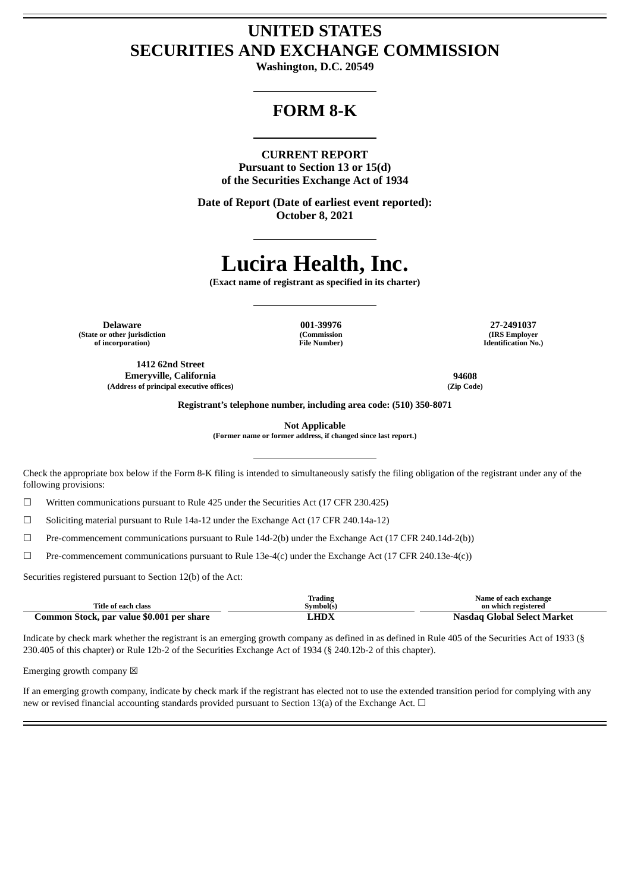# UNITED STATES
# SECURITIES AND EXCHANGE COMMISSION

**Washington, D.C. 20549**

## FORM 8-K

**CURRENT REPORT**
**Pursuant to Section 13 or 15(d)**
**of the Securities Exchange Act of 1934**

**Date of Report (Date of earliest event reported):**
**October 8, 2021**

# Lucira Health, Inc.

**(Exact name of registrant as specified in its charter)**

| Delaware | 001-39976 | 27-2491037 |
|---|---|---|
| (State or other jurisdiction of incorporation) | (Commission File Number) | (IRS Employer Identification No.) |

| 1412 62nd Street<br>Emeryville, California | 94608 |
|---|---|
| (Address of principal executive offices) | (Zip Code) |

**Registrant's telephone number, including area code: (510) 350-8071**

**Not Applicable**
**(Former name or former address, if changed since last report.)**

Check the appropriate box below if the Form 8-K filing is intended to simultaneously satisfy the filing obligation of the registrant under any of the following provisions:

☐ Written communications pursuant to Rule 425 under the Securities Act (17 CFR 230.425)

☐ Soliciting material pursuant to Rule 14a-12 under the Exchange Act (17 CFR 240.14a-12)

☐ Pre-commencement communications pursuant to Rule 14d-2(b) under the Exchange Act (17 CFR 240.14d-2(b))

☐ Pre-commencement communications pursuant to Rule 13e-4(c) under the Exchange Act (17 CFR 240.13e-4(c))

Securities registered pursuant to Section 12(b) of the Act:

| Title of each class | Trading Symbol(s) | Name of each exchange on which registered |
|---|---|---|
| **Common Stock, par value $0.001 per share** | **LHDX** | **Nasdaq Global Select Market** |

Indicate by check mark whether the registrant is an emerging growth company as defined in as defined in Rule 405 of the Securities Act of 1933 (§ 230.405 of this chapter) or Rule 12b-2 of the Securities Exchange Act of 1934 (§ 240.12b-2 of this chapter).

Emerging growth company ☒

If an emerging growth company, indicate by check mark if the registrant has elected not to use the extended transition period for complying with any new or revised financial accounting standards provided pursuant to Section 13(a) of the Exchange Act. ☐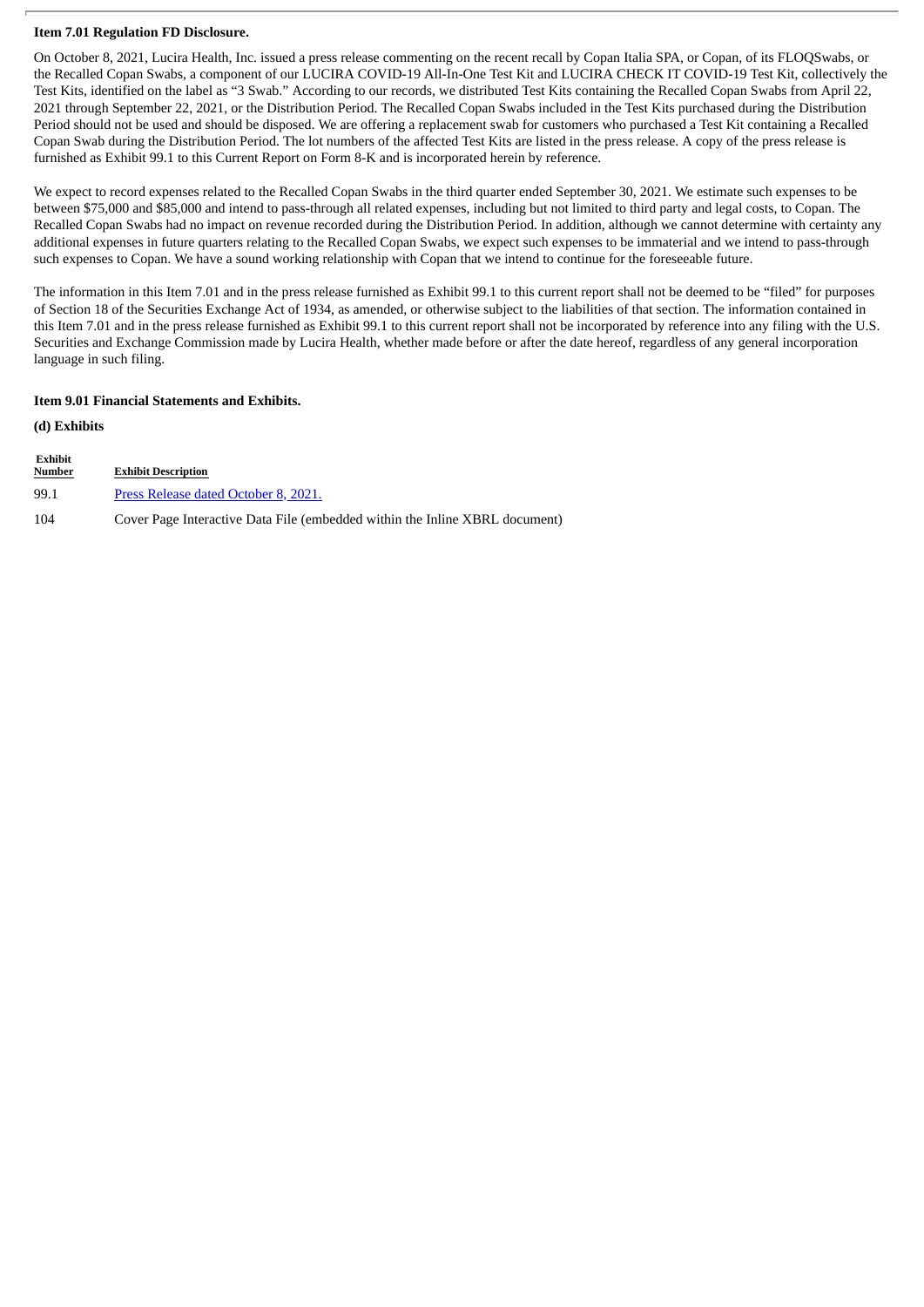**Item 7.01 Regulation FD Disclosure.**

On October 8, 2021, Lucira Health, Inc. issued a press release commenting on the recent recall by Copan Italia SPA, or Copan, of its FLOQSwabs, or the Recalled Copan Swabs, a component of our LUCIRA COVID-19 All-In-One Test Kit and LUCIRA CHECK IT COVID-19 Test Kit, collectively the Test Kits, identified on the label as "3 Swab." According to our records, we distributed Test Kits containing the Recalled Copan Swabs from April 22, 2021 through September 22, 2021, or the Distribution Period. The Recalled Copan Swabs included in the Test Kits purchased during the Distribution Period should not be used and should be disposed. We are offering a replacement swab for customers who purchased a Test Kit containing a Recalled Copan Swab during the Distribution Period. The lot numbers of the affected Test Kits are listed in the press release. A copy of the press release is furnished as Exhibit 99.1 to this Current Report on Form 8-K and is incorporated herein by reference.

We expect to record expenses related to the Recalled Copan Swabs in the third quarter ended September 30, 2021. We estimate such expenses to be between $75,000 and $85,000 and intend to pass-through all related expenses, including but not limited to third party and legal costs, to Copan. The Recalled Copan Swabs had no impact on revenue recorded during the Distribution Period. In addition, although we cannot determine with certainty any additional expenses in future quarters relating to the Recalled Copan Swabs, we expect such expenses to be immaterial and we intend to pass-through such expenses to Copan. We have a sound working relationship with Copan that we intend to continue for the foreseeable future.

The information in this Item 7.01 and in the press release furnished as Exhibit 99.1 to this current report shall not be deemed to be "filed" for purposes of Section 18 of the Securities Exchange Act of 1934, as amended, or otherwise subject to the liabilities of that section. The information contained in this Item 7.01 and in the press release furnished as Exhibit 99.1 to this current report shall not be incorporated by reference into any filing with the U.S. Securities and Exchange Commission made by Lucira Health, whether made before or after the date hereof, regardless of any general incorporation language in such filing.

**Item 9.01 Financial Statements and Exhibits.**

**(d) Exhibits**

| Exhibit Number | Exhibit Description |
|---|---|
| 99.1 | Press Release dated October 8, 2021. |
| 104 | Cover Page Interactive Data File (embedded within the Inline XBRL document) |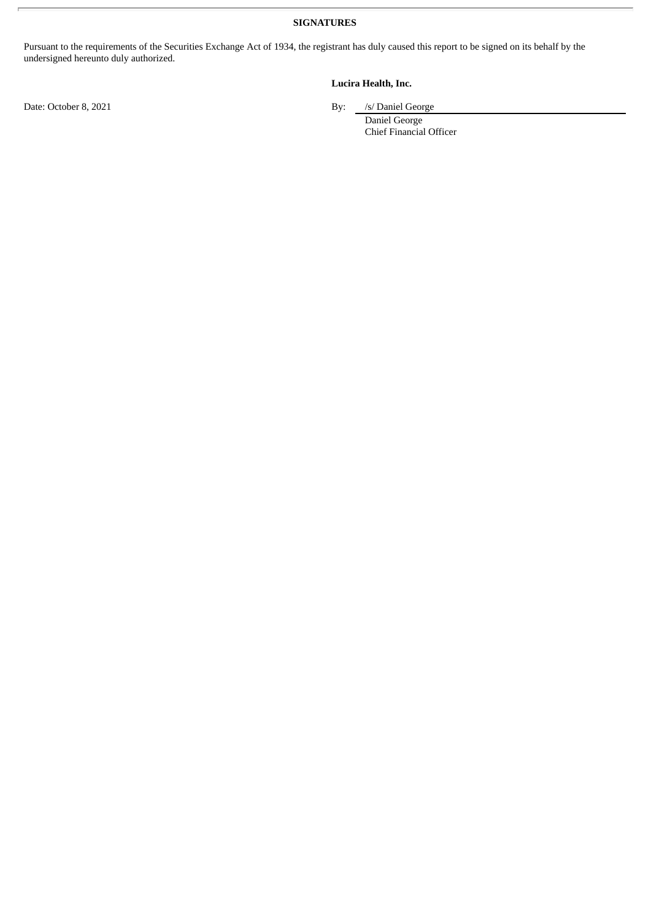**SIGNATURES**

Pursuant to the requirements of the Securities Exchange Act of 1934, the registrant has duly caused this report to be signed on its behalf by the undersigned hereunto duly authorized.

**Lucira Health, Inc.**

Date: October 8, 2021

By: /s/ Daniel George

Daniel George
Chief Financial Officer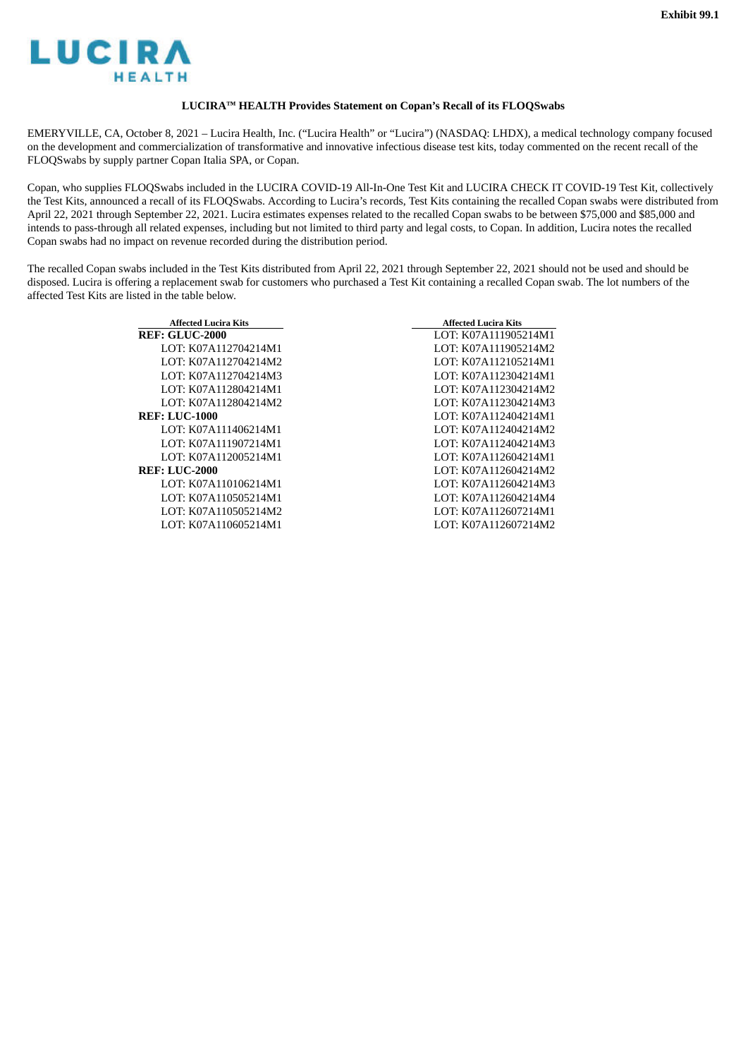Exhibit 99.1

LUCIRA HEALTH

**LUCIRA™ HEALTH Provides Statement on Copan's Recall of its FLOQSwabs**

EMERYVILLE, CA, October 8, 2021 – Lucira Health, Inc. ("Lucira Health" or "Lucira") (NASDAQ: LHDX), a medical technology company focused on the development and commercialization of transformative and innovative infectious disease test kits, today commented on the recent recall of the FLOQSwabs by supply partner Copan Italia SPA, or Copan.

Copan, who supplies FLOQSwabs included in the LUCIRA COVID-19 All-In-One Test Kit and LUCIRA CHECK IT COVID-19 Test Kit, collectively the Test Kits, announced a recall of its FLOQSwabs. According to Lucira's records, Test Kits containing the recalled Copan swabs were distributed from April 22, 2021 through September 22, 2021. Lucira estimates expenses related to the recalled Copan swabs to be between $75,000 and $85,000 and intends to pass-through all related expenses, including but not limited to third party and legal costs, to Copan. In addition, Lucira notes the recalled Copan swabs had no impact on revenue recorded during the distribution period.

The recalled Copan swabs included in the Test Kits distributed from April 22, 2021 through September 22, 2021 should not be used and should be disposed. Lucira is offering a replacement swab for customers who purchased a Test Kit containing a recalled Copan swab. The lot numbers of the affected Test Kits are listed in the table below.

| Affected Lucira Kits | Affected Lucira Kits |
|---|---|
| **REF: GLUC-2000** | LOT: K07A111905214M1 |
| LOT: K07A112704214M1 | LOT: K07A111905214M2 |
| LOT: K07A112704214M2 | LOT: K07A112105214M1 |
| LOT: K07A112704214M3 | LOT: K07A112304214M1 |
| LOT: K07A112804214M1 | LOT: K07A112304214M2 |
| LOT: K07A112804214M2 | LOT: K07A112304214M3 |
| **REF: LUC-1000** | LOT: K07A112404214M1 |
| LOT: K07A111406214M1 | LOT: K07A112404214M2 |
| LOT: K07A111907214M1 | LOT: K07A112404214M3 |
| LOT: K07A112005214M1 | LOT: K07A112604214M1 |
| **REF: LUC-2000** | LOT: K07A112604214M2 |
| LOT: K07A110106214M1 | LOT: K07A112604214M3 |
| LOT: K07A110505214M1 | LOT: K07A112604214M4 |
| LOT: K07A110505214M2 | LOT: K07A112607214M1 |
| LOT: K07A110605214M1 | LOT: K07A112607214M2 |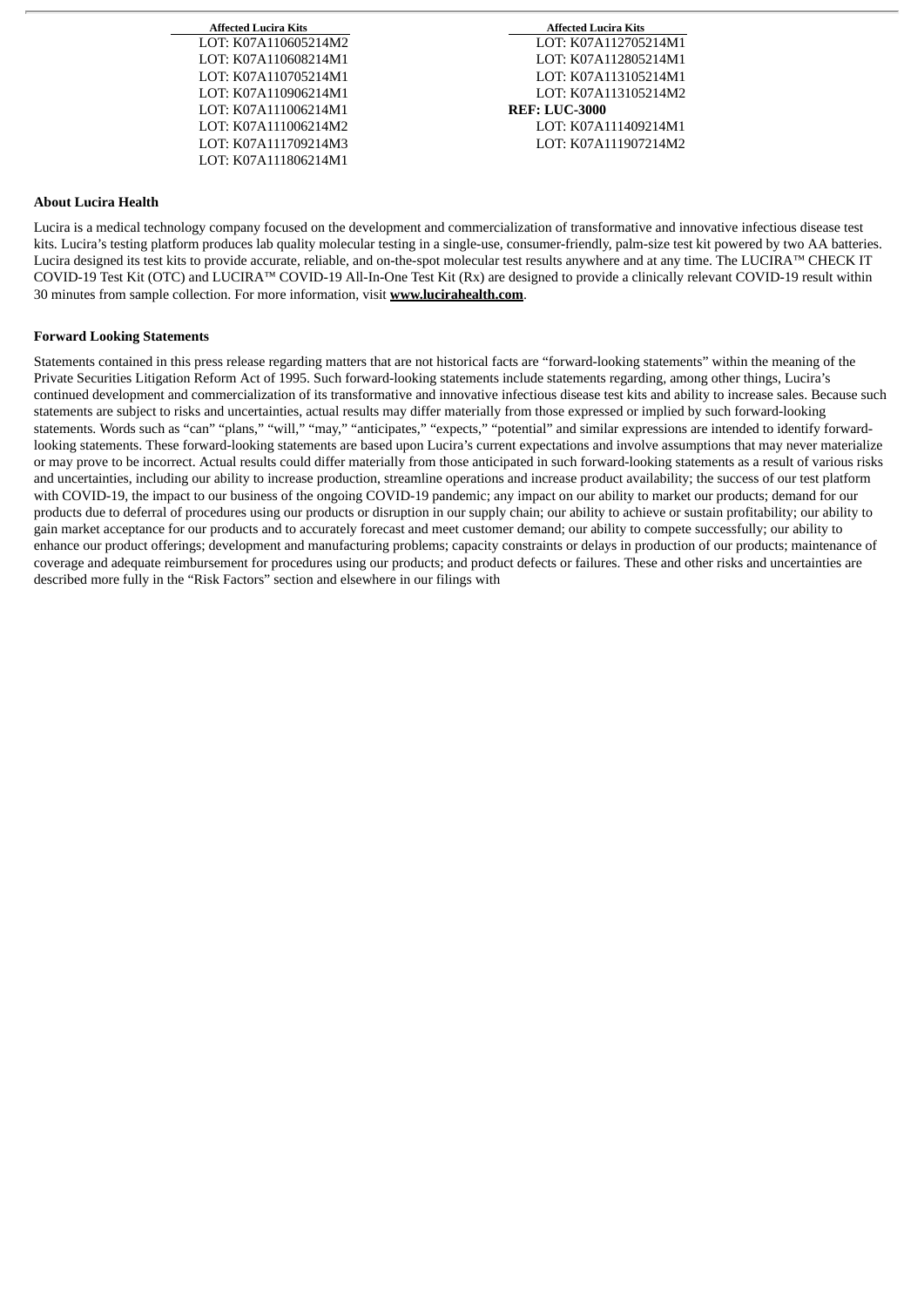| Affected Lucira Kits | Affected Lucira Kits |
| --- | --- |
| LOT: K07A110605214M2 | LOT: K07A112705214M1 |
| LOT: K07A110608214M1 | LOT: K07A112805214M1 |
| LOT: K07A110705214M1 | LOT: K07A113105214M1 |
| LOT: K07A110906214M1 | LOT: K07A113105214M2 |
| LOT: K07A111006214M1 | **REF: LUC-3000** |
| LOT: K07A111006214M2 | LOT: K07A111409214M1 |
| LOT: K07A111709214M3 | LOT: K07A111907214M2 |
| LOT: K07A111806214M1 | |

**About Lucira Health**

Lucira is a medical technology company focused on the development and commercialization of transformative and innovative infectious disease test kits. Lucira's testing platform produces lab quality molecular testing in a single-use, consumer-friendly, palm-size test kit powered by two AA batteries. Lucira designed its test kits to provide accurate, reliable, and on-the-spot molecular test results anywhere and at any time. The LUCIRA™ CHECK IT COVID-19 Test Kit (OTC) and LUCIRA™ COVID-19 All-In-One Test Kit (Rx) are designed to provide a clinically relevant COVID-19 result within 30 minutes from sample collection. For more information, visit **www.lucirahealth.com**.

**Forward Looking Statements**

Statements contained in this press release regarding matters that are not historical facts are "forward-looking statements" within the meaning of the Private Securities Litigation Reform Act of 1995. Such forward-looking statements include statements regarding, among other things, Lucira's continued development and commercialization of its transformative and innovative infectious disease test kits and ability to increase sales. Because such statements are subject to risks and uncertainties, actual results may differ materially from those expressed or implied by such forward-looking statements. Words such as "can" "plans," "will," "may," "anticipates," "expects," "potential" and similar expressions are intended to identify forward-looking statements. These forward-looking statements are based upon Lucira's current expectations and involve assumptions that may never materialize or may prove to be incorrect. Actual results could differ materially from those anticipated in such forward-looking statements as a result of various risks and uncertainties, including our ability to increase production, streamline operations and increase product availability; the success of our test platform with COVID-19, the impact to our business of the ongoing COVID-19 pandemic; any impact on our ability to market our products; demand for our products due to deferral of procedures using our products or disruption in our supply chain; our ability to achieve or sustain profitability; our ability to gain market acceptance for our products and to accurately forecast and meet customer demand; our ability to compete successfully; our ability to enhance our product offerings; development and manufacturing problems; capacity constraints or delays in production of our products; maintenance of coverage and adequate reimbursement for procedures using our products; and product defects or failures. These and other risks and uncertainties are described more fully in the "Risk Factors" section and elsewhere in our filings with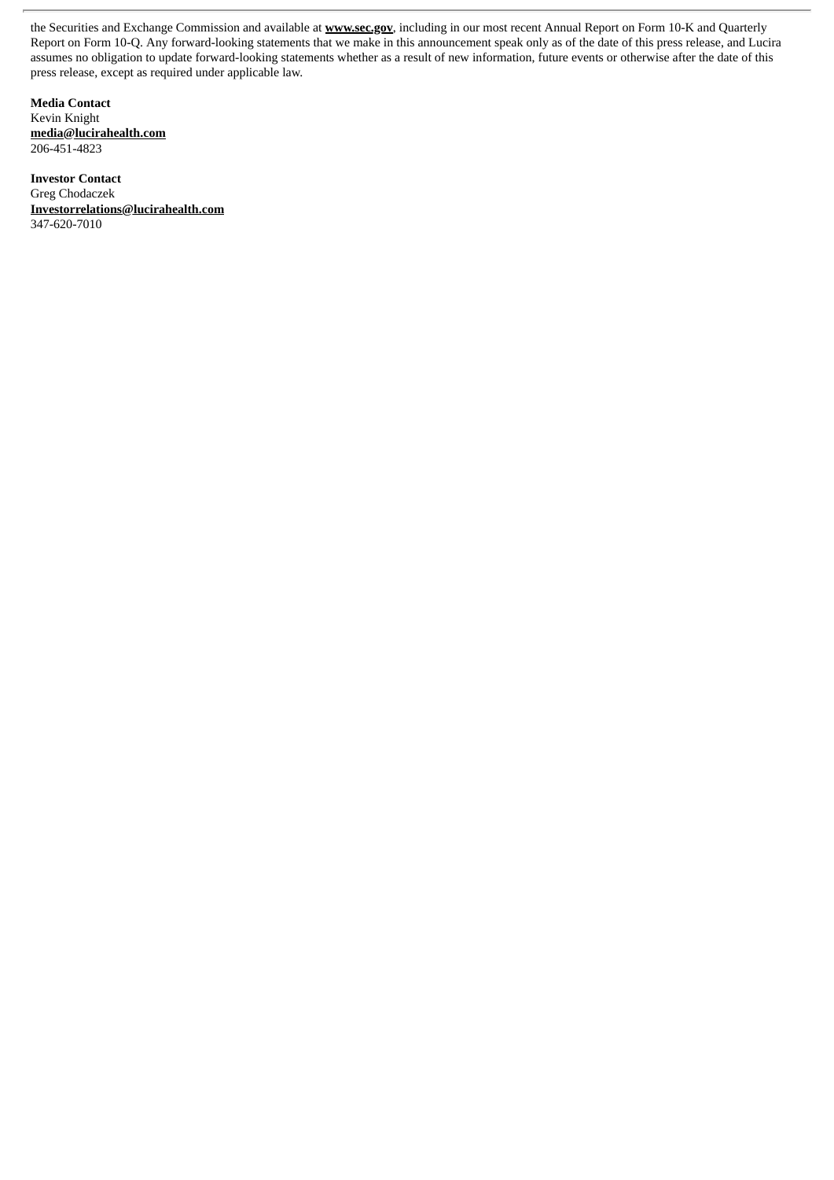the Securities and Exchange Commission and available at **www.sec.gov**, including in our most recent Annual Report on Form 10-K and Quarterly Report on Form 10-Q. Any forward-looking statements that we make in this announcement speak only as of the date of this press release, and Lucira assumes no obligation to update forward-looking statements whether as a result of new information, future events or otherwise after the date of this press release, except as required under applicable law.

**Media Contact**
Kevin Knight
**media@lucirahealth.com**
206-451-4823

**Investor Contact**
Greg Chodaczek
**Investorrelations@lucirahealth.com**
347-620-7010